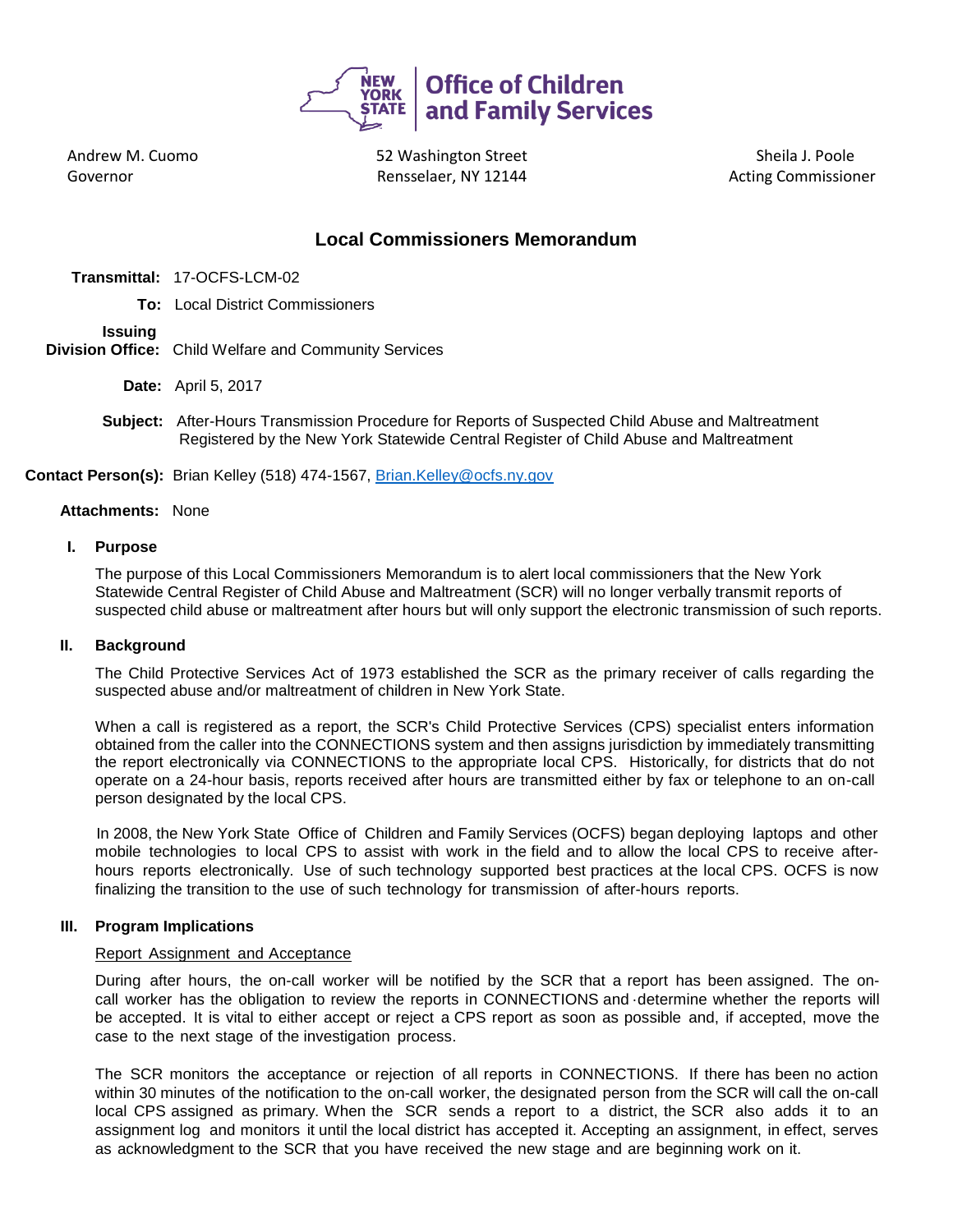New York State | Office of Children and Family Services

Andrew M. Cuomo
Governor

52 Washington Street
Rensselaer, NY 12144

Sheila J. Poole
Acting Commissioner

## Local Commissioners Memorandum

**Transmittal:** 17-OCFS-LCM-02

**To:** Local District Commissioners

**Issuing Division Office:** Child Welfare and Community Services

**Date:** April 5, 2017

**Subject:** After-Hours Transmission Procedure for Reports of Suspected Child Abuse and Maltreatment Registered by the New York Statewide Central Register of Child Abuse and Maltreatment

**Contact Person(s):** Brian Kelley (518) 474-1567, Brian.Kelley@ocfs.ny.gov

**Attachments:** None

### I. Purpose

The purpose of this Local Commissioners Memorandum is to alert local commissioners that the New York Statewide Central Register of Child Abuse and Maltreatment (SCR) will no longer verbally transmit reports of suspected child abuse or maltreatment after hours but will only support the electronic transmission of such reports.

### II. Background

The Child Protective Services Act of 1973 established the SCR as the primary receiver of calls regarding the suspected abuse and/or maltreatment of children in New York State.

When a call is registered as a report, the SCR's Child Protective Services (CPS) specialist enters information obtained from the caller into the CONNECTIONS system and then assigns jurisdiction by immediately transmitting the report electronically via CONNECTIONS to the appropriate local CPS. Historically, for districts that do not operate on a 24-hour basis, reports received after hours are transmitted either by fax or telephone to an on-call person designated by the local CPS.

In 2008, the New York State Office of Children and Family Services (OCFS) began deploying laptops and other mobile technologies to local CPS to assist with work in the field and to allow the local CPS to receive after-hours reports electronically. Use of such technology supported best practices at the local CPS. OCFS is now finalizing the transition to the use of such technology for transmission of after-hours reports.

### III. Program Implications

Report Assignment and Acceptance

During after hours, the on-call worker will be notified by the SCR that a report has been assigned. The on-call worker has the obligation to review the reports in CONNECTIONS and ·determine whether the reports will be accepted. It is vital to either accept or reject a CPS report as soon as possible and, if accepted, move the case to the next stage of the investigation process.

The SCR monitors the acceptance or rejection of all reports in CONNECTIONS. If there has been no action within 30 minutes of the notification to the on-call worker, the designated person from the SCR will call the on-call local CPS assigned as primary. When the SCR sends a report to a district, the SCR also adds it to an assignment log and monitors it until the local district has accepted it. Accepting an assignment, in effect, serves as acknowledgment to the SCR that you have received the new stage and are beginning work on it.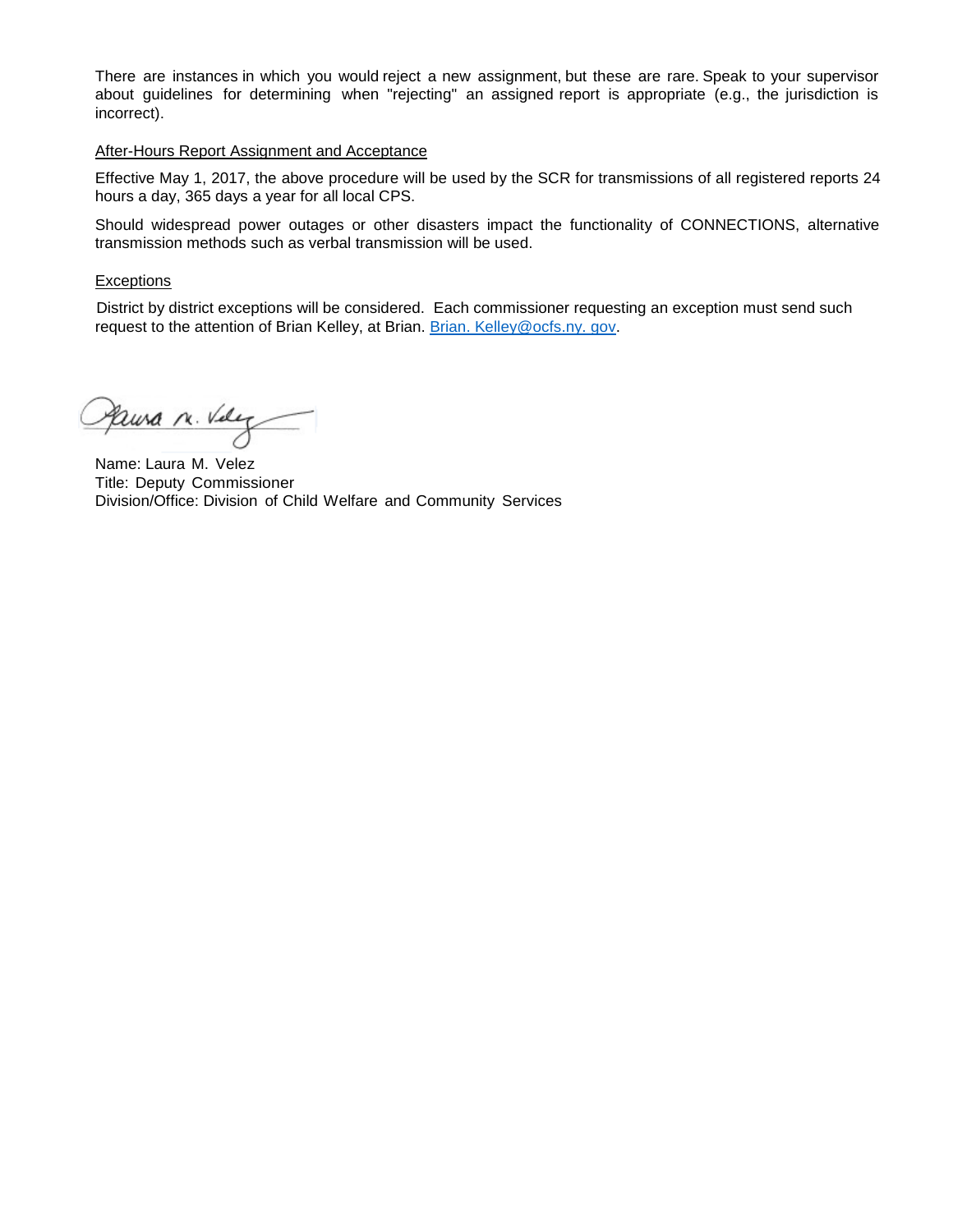There are instances in which you would reject a new assignment, but these are rare. Speak to your supervisor about guidelines for determining when "rejecting" an assigned report is appropriate (e.g., the jurisdiction is incorrect).

<u>After-Hours Report Assignment and Acceptance</u>

Effective May 1, 2017, the above procedure will be used by the SCR for transmissions of all registered reports 24 hours a day, 365 days a year for all local CPS.

Should widespread power outages or other disasters impact the functionality of CONNECTIONS, alternative transmission methods such as verbal transmission will be used.

<u>Exceptions</u>

District by district exceptions will be considered. Each commissioner requesting an exception must send such request to the attention of Brian Kelley, at Brian. Brian. Kelley@ocfs.ny. gov.

Name: Laura M. Velez
Title: Deputy Commissioner
Division/Office: Division of Child Welfare and Community Services